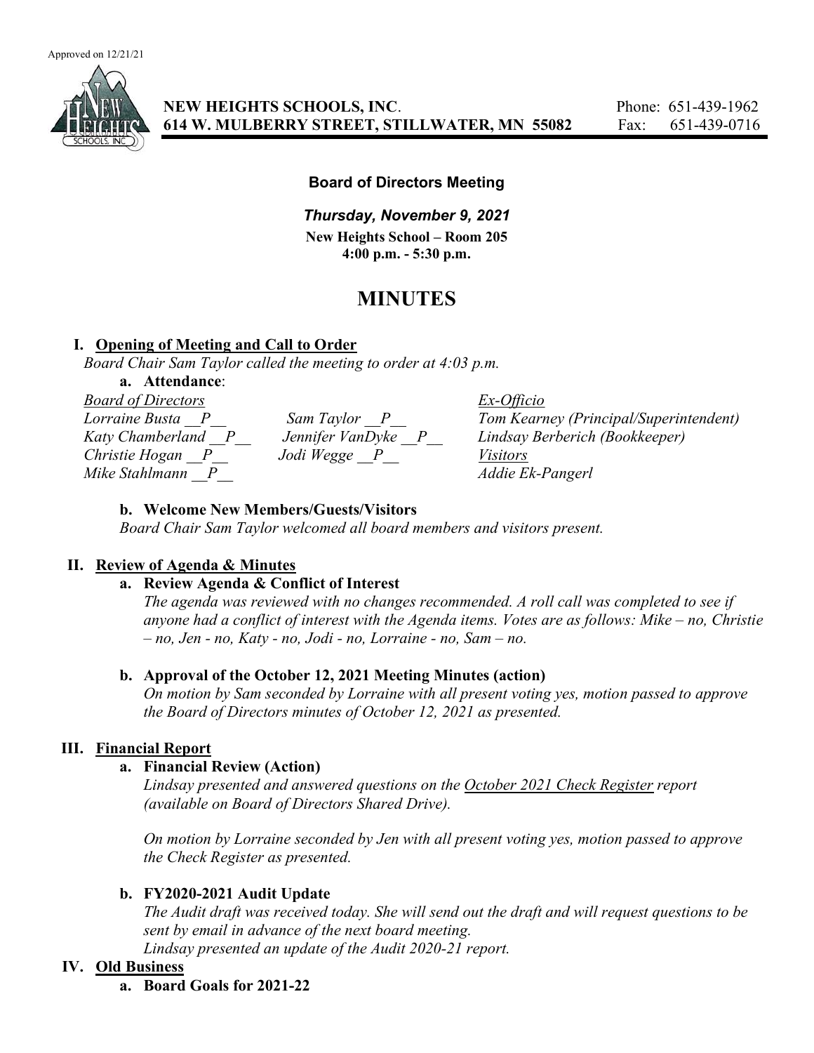Approved on 12/21/21

**NEW HEIGHTS SCHOOLS, INC.** Phone: 651-439-1962
**614 W. MULBERRY STREET, STILLWATER, MN 55082** Fax: 651-439-0716

**Board of Directors Meeting**

***Thursday, November 9, 2021***

**New Heights School – Room 205**
**4:00 p.m. - 5:30 p.m.**

# MINUTES

## I. Opening of Meeting and Call to Order

*Board Chair Sam Taylor called the meeting to order at 4:03 p.m.*

**a. Attendance**:

| *Board of Directors* | | *Ex-Officio* |
|---|---|---|
| *Lorraine Busta \_\_P\_\_* | *Sam Taylor \_\_P\_\_* | *Tom Kearney (Principal/Superintendent)* |
| *Katy Chamberland \_\_P\_\_* | *Jennifer VanDyke \_\_P\_\_* | *Lindsay Berberich (Bookkeeper)* |
| *Christie Hogan \_\_P\_\_* | *Jodi Wegge \_\_P\_\_* | *Visitors* |
| *Mike Stahlmann \_\_P\_\_* | | *Addie Ek-Pangerl* |

**b. Welcome New Members/Guests/Visitors**

*Board Chair Sam Taylor welcomed all board members and visitors present.*

## II. Review of Agenda & Minutes

**a. Review Agenda & Conflict of Interest**

*The agenda was reviewed with no changes recommended. A roll call was completed to see if anyone had a conflict of interest with the Agenda items. Votes are as follows: Mike – no, Christie – no, Jen - no, Katy - no, Jodi - no, Lorraine - no, Sam – no.*

**b. Approval of the October 12, 2021 Meeting Minutes (action)**

*On motion by Sam seconded by Lorraine with all present voting yes, motion passed to approve the Board of Directors minutes of October 12, 2021 as presented.*

## III. Financial Report

**a. Financial Review (Action)**

*Lindsay presented and answered questions on the October 2021 Check Register report (available on Board of Directors Shared Drive).*

*On motion by Lorraine seconded by Jen with all present voting yes, motion passed to approve the Check Register as presented.*

**b. FY2020-2021 Audit Update**

*The Audit draft was received today. She will send out the draft and will request questions to be sent by email in advance of the next board meeting.*
*Lindsay presented an update of the Audit 2020-21 report.*

## IV. Old Business

**a. Board Goals for 2021-22**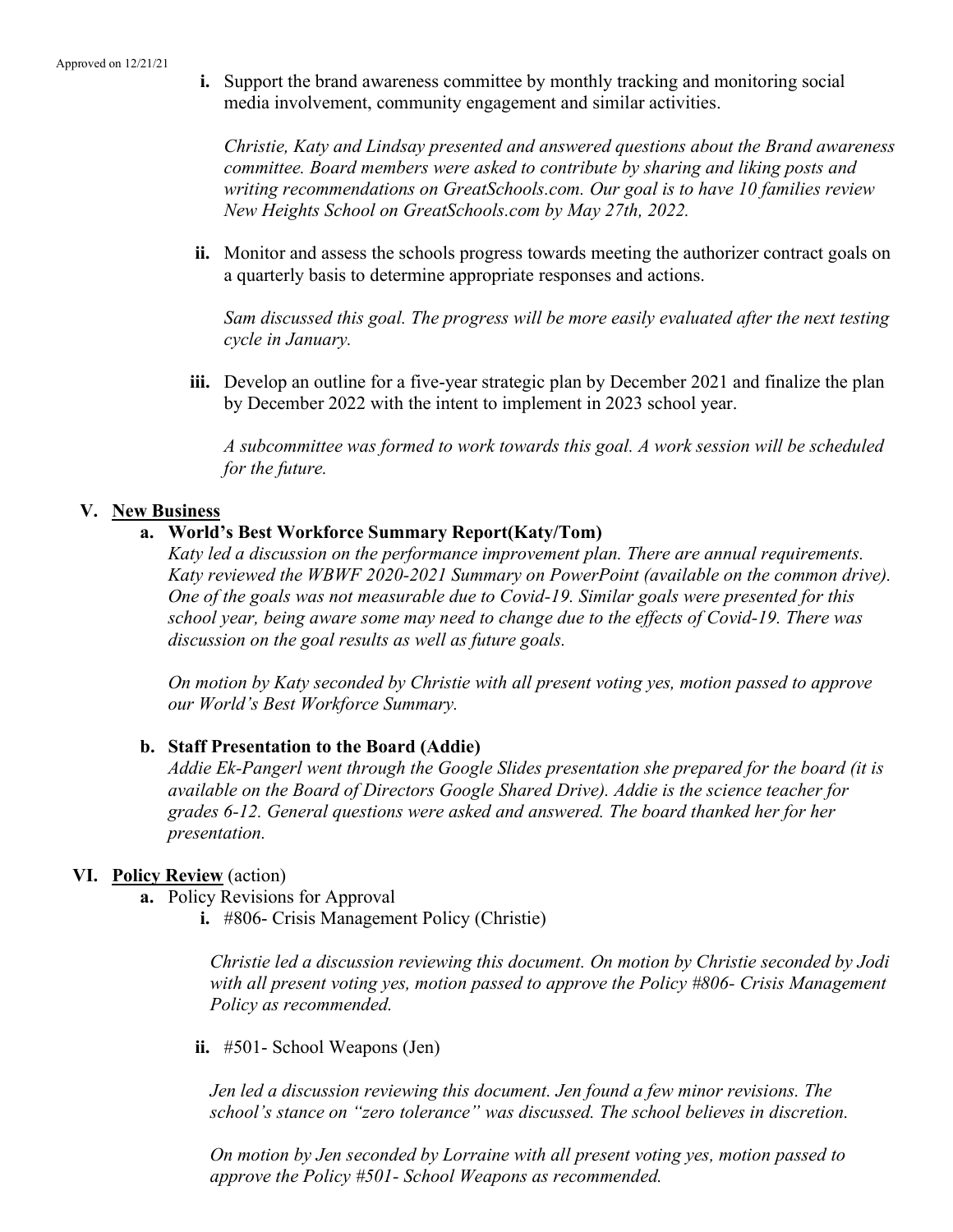Approved on 12/21/21

**i.** Support the brand awareness committee by monthly tracking and monitoring social media involvement, community engagement and similar activities.

*Christie, Katy and Lindsay presented and answered questions about the Brand awareness committee. Board members were asked to contribute by sharing and liking posts and writing recommendations on GreatSchools.com. Our goal is to have 10 families review New Heights School on GreatSchools.com by May 27th, 2022.*

**ii.** Monitor and assess the schools progress towards meeting the authorizer contract goals on a quarterly basis to determine appropriate responses and actions.

*Sam discussed this goal. The progress will be more easily evaluated after the next testing cycle in January.*

**iii.** Develop an outline for a five-year strategic plan by December 2021 and finalize the plan by December 2022 with the intent to implement in 2023 school year.

*A subcommittee was formed to work towards this goal. A work session will be scheduled for the future.*

## V. New Business

### a. World's Best Workforce Summary Report(Katy/Tom)

*Katy led a discussion on the performance improvement plan. There are annual requirements. Katy reviewed the WBWF 2020-2021 Summary on PowerPoint (available on the common drive). One of the goals was not measurable due to Covid-19. Similar goals were presented for this school year, being aware some may need to change due to the effects of Covid-19. There was discussion on the goal results as well as future goals.*

*On motion by Katy seconded by Christie with all present voting yes, motion passed to approve our World's Best Workforce Summary.*

### b. Staff Presentation to the Board (Addie)

*Addie Ek-Pangerl went through the Google Slides presentation she prepared for the board (it is available on the Board of Directors Google Shared Drive). Addie is the science teacher for grades 6-12. General questions were asked and answered. The board thanked her for her presentation.*

## VI. Policy Review (action)

**a.** Policy Revisions for Approval

**i.** #806- Crisis Management Policy (Christie)

*Christie led a discussion reviewing this document. On motion by Christie seconded by Jodi with all present voting yes, motion passed to approve the Policy #806- Crisis Management Policy as recommended.*

**ii.** #501- School Weapons (Jen)

*Jen led a discussion reviewing this document. Jen found a few minor revisions. The school's stance on "zero tolerance" was discussed. The school believes in discretion.*

*On motion by Jen seconded by Lorraine with all present voting yes, motion passed to approve the Policy #501- School Weapons as recommended.*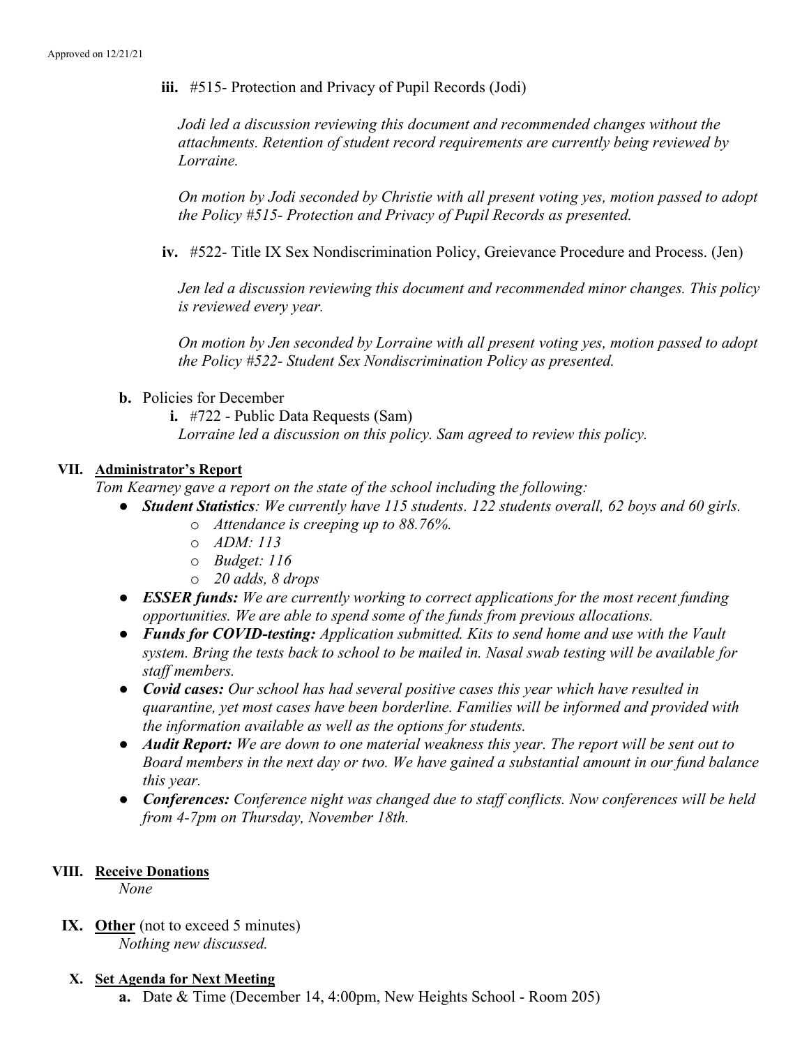Approved on 12/21/21

**iii.** #515- Protection and Privacy of Pupil Records (Jodi)

*Jodi led a discussion reviewing this document and recommended changes without the attachments. Retention of student record requirements are currently being reviewed by Lorraine.*

*On motion by Jodi seconded by Christie with all present voting yes, motion passed to adopt the Policy #515- Protection and Privacy of Pupil Records as presented.*

**iv.** #522- Title IX Sex Nondiscrimination Policy, Greievance Procedure and Process. (Jen)

*Jen led a discussion reviewing this document and recommended minor changes. This policy is reviewed every year.*

*On motion by Jen seconded by Lorraine with all present voting yes, motion passed to adopt the Policy #522- Student Sex Nondiscrimination Policy as presented.*

**b.** Policies for December

**i.** #722 - Public Data Requests (Sam)
*Lorraine led a discussion on this policy. Sam agreed to review this policy.*

## VII. Administrator's Report

*Tom Kearney gave a report on the state of the school including the following:*

- ***Student Statistics**: We currently have 115 students. 122 students overall, 62 boys and 60 girls.*
  - *Attendance is creeping up to 88.76%.*
  - *ADM: 113*
  - *Budget: 116*
  - *20 adds, 8 drops*
- ***ESSER funds:** We are currently working to correct applications for the most recent funding opportunities. We are able to spend some of the funds from previous allocations.*
- ***Funds for COVID-testing:** Application submitted. Kits to send home and use with the Vault system. Bring the tests back to school to be mailed in. Nasal swab testing will be available for staff members.*
- ***Covid cases:** Our school has had several positive cases this year which have resulted in quarantine, yet most cases have been borderline. Families will be informed and provided with the information available as well as the options for students.*
- ***Audit Report:** We are down to one material weakness this year. The report will be sent out to Board members in the next day or two. We have gained a substantial amount in our fund balance this year.*
- ***Conferences:** Conference night was changed due to staff conflicts. Now conferences will be held from 4-7pm on Thursday, November 18th.*

## VIII. Receive Donations

*None*

## IX. Other (not to exceed 5 minutes)

*Nothing new discussed.*

## X. Set Agenda for Next Meeting

**a.** Date & Time (December 14, 4:00pm, New Heights School - Room 205)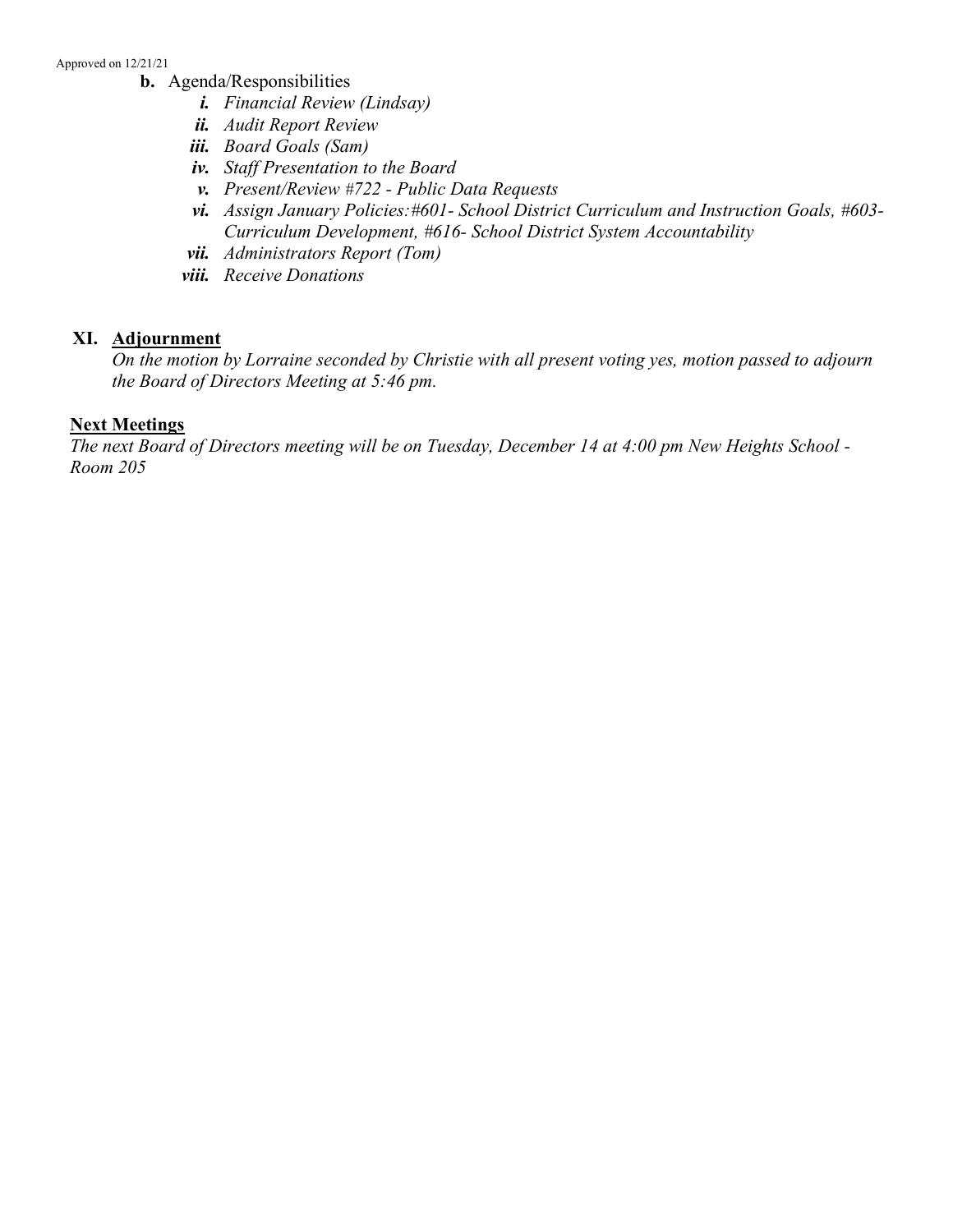Approved on 12/21/21

**b.** Agenda/Responsibilities

*i.* *Financial Review (Lindsay)*

*ii.* *Audit Report Review*

*iii.* *Board Goals (Sam)*

*iv.* *Staff Presentation to the Board*

*v.* *Present/Review #722 - Public Data Requests*

*vi.* *Assign January Policies:#601- School District Curriculum and Instruction Goals, #603- Curriculum Development, #616- School District System Accountability*

*vii.* *Administrators Report (Tom)*

*viii.* *Receive Donations*

## XI. Adjournment

*On the motion by Lorraine seconded by Christie with all present voting yes, motion passed to adjourn the Board of Directors Meeting at 5:46 pm.*

## Next Meetings

*The next Board of Directors meeting will be on Tuesday, December 14 at 4:00 pm New Heights School - Room 205*